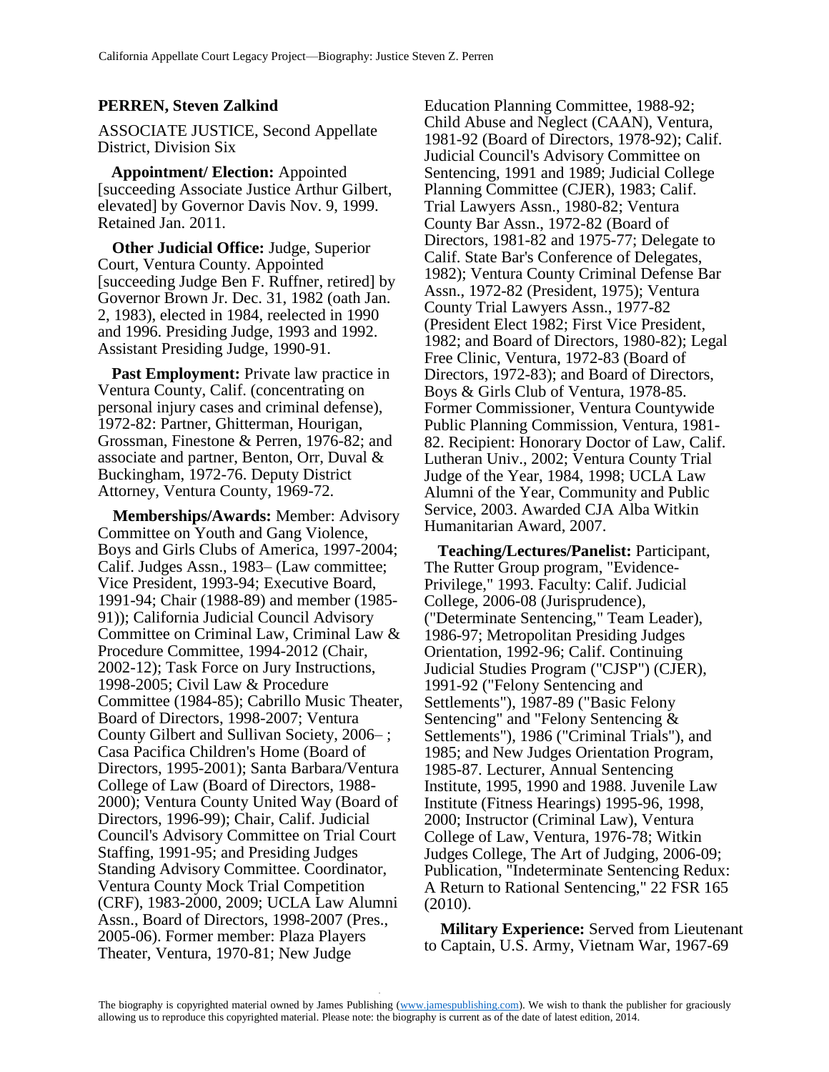## PERREN, Steven Zalkind

ASSOCIATE JUSTICE, Second Appellate District, Division Six

**Appointment/ Election:** Appointed [succeeding Associate Justice Arthur Gilbert, elevated] by Governor Davis Nov. 9, 1999. Retained Jan. 2011.

**Other Judicial Office:** Judge, Superior Court, Ventura County. Appointed [succeeding Judge Ben F. Ruffner, retired] by Governor Brown Jr. Dec. 31, 1982 (oath Jan. 2, 1983), elected in 1984, reelected in 1990 and 1996. Presiding Judge, 1993 and 1992. Assistant Presiding Judge, 1990-91.

**Past Employment:** Private law practice in Ventura County, Calif. (concentrating on personal injury cases and criminal defense), 1972-82: Partner, Ghitterman, Hourigan, Grossman, Finestone & Perren, 1976-82; and associate and partner, Benton, Orr, Duval & Buckingham, 1972-76. Deputy District Attorney, Ventura County, 1969-72.

**Memberships/Awards:** Member: Advisory Committee on Youth and Gang Violence, Boys and Girls Clubs of America, 1997-2004; Calif. Judges Assn., 1983– (Law committee; Vice President, 1993-94; Executive Board, 1991-94; Chair (1988-89) and member (1985-91)); California Judicial Council Advisory Committee on Criminal Law, Criminal Law & Procedure Committee, 1994-2012 (Chair, 2002-12); Task Force on Jury Instructions, 1998-2005; Civil Law & Procedure Committee (1984-85); Cabrillo Music Theater, Board of Directors, 1998-2007; Ventura County Gilbert and Sullivan Society, 2006– ; Casa Pacifica Children's Home (Board of Directors, 1995-2001); Santa Barbara/Ventura College of Law (Board of Directors, 1988-2000); Ventura County United Way (Board of Directors, 1996-99); Chair, Calif. Judicial Council's Advisory Committee on Trial Court Staffing, 1991-95; and Presiding Judges Standing Advisory Committee. Coordinator, Ventura County Mock Trial Competition (CRF), 1983-2000, 2009; UCLA Law Alumni Assn., Board of Directors, 1998-2007 (Pres., 2005-06). Former member: Plaza Players Theater, Ventura, 1970-81; New Judge Education Planning Committee, 1988-92; Child Abuse and Neglect (CAAN), Ventura, 1981-92 (Board of Directors, 1978-92); Calif. Judicial Council's Advisory Committee on Sentencing, 1991 and 1989; Judicial College Planning Committee (CJER), 1983; Calif. Trial Lawyers Assn., 1980-82; Ventura County Bar Assn., 1972-82 (Board of Directors, 1981-82 and 1975-77; Delegate to Calif. State Bar's Conference of Delegates, 1982); Ventura County Criminal Defense Bar Assn., 1972-82 (President, 1975); Ventura County Trial Lawyers Assn., 1977-82 (President Elect 1982; First Vice President, 1982; and Board of Directors, 1980-82); Legal Free Clinic, Ventura, 1972-83 (Board of Directors, 1972-83); and Board of Directors, Boys & Girls Club of Ventura, 1978-85. Former Commissioner, Ventura Countywide Public Planning Commission, Ventura, 1981-82. Recipient: Honorary Doctor of Law, Calif. Lutheran Univ., 2002; Ventura County Trial Judge of the Year, 1984, 1998; UCLA Law Alumni of the Year, Community and Public Service, 2003. Awarded CJA Alba Witkin Humanitarian Award, 2007.

**Teaching/Lectures/Panelist:** Participant, The Rutter Group program, "Evidence-Privilege," 1993. Faculty: Calif. Judicial College, 2006-08 (Jurisprudence), ("Determinate Sentencing," Team Leader), 1986-97; Metropolitan Presiding Judges Orientation, 1992-96; Calif. Continuing Judicial Studies Program ("CJSP") (CJER), 1991-92 ("Felony Sentencing and Settlements"), 1987-89 ("Basic Felony Sentencing" and "Felony Sentencing & Settlements"), 1986 ("Criminal Trials"), and 1985; and New Judges Orientation Program, 1985-87. Lecturer, Annual Sentencing Institute, 1995, 1990 and 1988. Juvenile Law Institute (Fitness Hearings) 1995-96, 1998, 2000; Instructor (Criminal Law), Ventura College of Law, Ventura, 1976-78; Witkin Judges College, The Art of Judging, 2006-09; Publication, "Indeterminate Sentencing Redux: A Return to Rational Sentencing," 22 FSR 165 (2010).

**Military Experience:** Served from Lieutenant to Captain, U.S. Army, Vietnam War, 1967-69

The biography is copyrighted material owned by James Publishing (www.jamespublishing.com). We wish to thank the publisher for graciously allowing us to reproduce this copyrighted material. Please note: the biography is current as of the date of latest edition, 2014.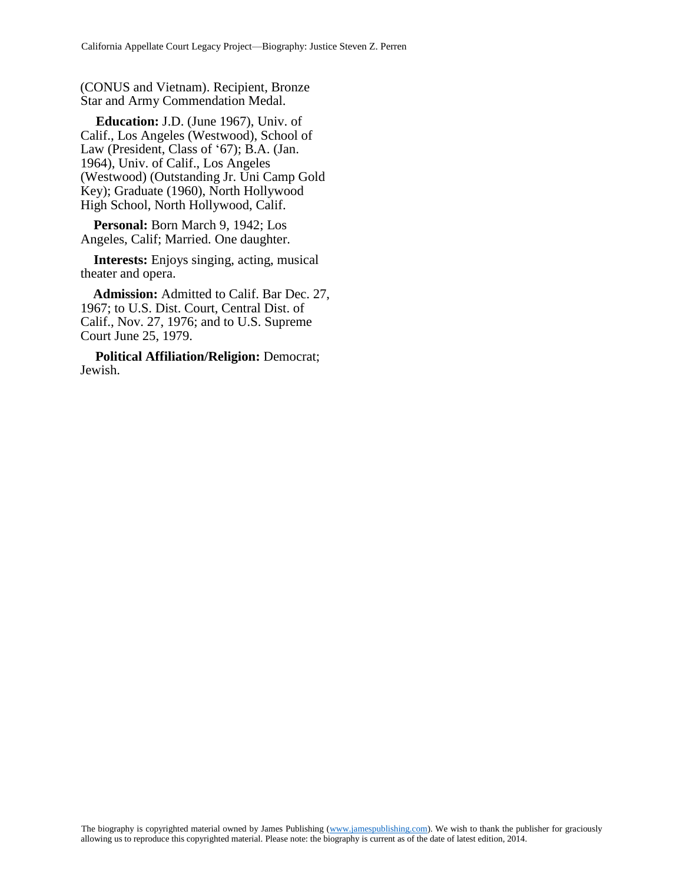(CONUS and Vietnam). Recipient, Bronze Star and Army Commendation Medal.

**Education:** J.D. (June 1967), Univ. of Calif., Los Angeles (Westwood), School of Law (President, Class of '67); B.A. (Jan. 1964), Univ. of Calif., Los Angeles (Westwood) (Outstanding Jr. Uni Camp Gold Key); Graduate (1960), North Hollywood High School, North Hollywood, Calif.

**Personal:** Born March 9, 1942; Los Angeles, Calif; Married. One daughter.

**Interests:** Enjoys singing, acting, musical theater and opera.

**Admission:** Admitted to Calif. Bar Dec. 27, 1967; to U.S. Dist. Court, Central Dist. of Calif., Nov. 27, 1976; and to U.S. Supreme Court June 25, 1979.

**Political Affiliation/Religion:** Democrat; Jewish.

The biography is copyrighted material owned by James Publishing (www.jamespublishing.com). We wish to thank the publisher for graciously allowing us to reproduce this copyrighted material. Please note: the biography is current as of the date of latest edition, 2014.